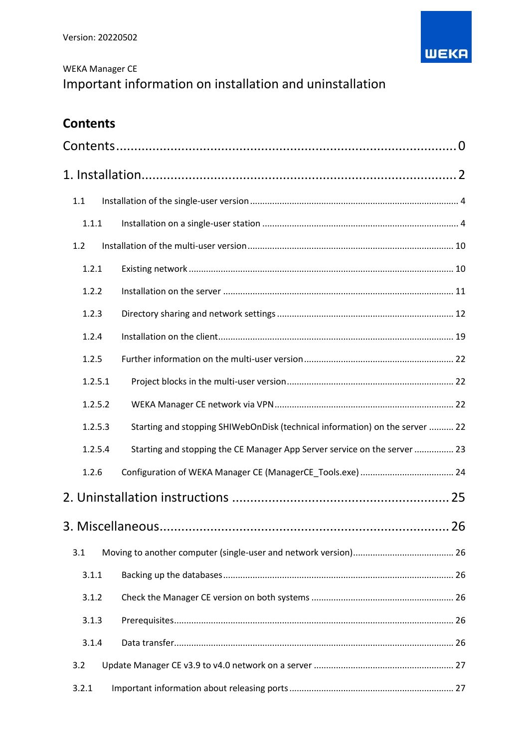Version: 20220502

WEKA Manager CE

# Important information on installation and uninstallation

## Contents

Contents ........................................................................................ 0

1. Installation ..................................................................................... 2

- 1.1 Installation of the single-user version ........................................ 4
  - 1.1.1 Installation on a single-user station ........................................ 4
- 1.2 Installation of the multi-user version ........................................ 10
  - 1.2.1 Existing network ........................................ 10
  - 1.2.2 Installation on the server ........................................ 11
  - 1.2.3 Directory sharing and network settings ........................................ 12
  - 1.2.4 Installation on the client ........................................ 19
  - 1.2.5 Further information on the multi-user version ........................................ 22
    - 1.2.5.1 Project blocks in the multi-user version ........................................ 22
    - 1.2.5.2 WEKA Manager CE network via VPN ........................................ 22
    - 1.2.5.3 Starting and stopping SHIWebOnDisk (technical information) on the server ........................................ 22
    - 1.2.5.4 Starting and stopping the CE Manager App Server service on the server ........................................ 23
  - 1.2.6 Configuration of WEKA Manager CE (ManagerCE_Tools.exe) ........................................ 24

2. Uninstallation instructions ........................................ 25

3. Miscellaneous ........................................ 26

- 3.1 Moving to another computer (single-user and network version) ........................................ 26
  - 3.1.1 Backing up the databases ........................................ 26
  - 3.1.2 Check the Manager CE version on both systems ........................................ 26
  - 3.1.3 Prerequisites ........................................ 26
  - 3.1.4 Data transfer ........................................ 26
- 3.2 Update Manager CE v3.9 to v4.0 network on a server ........................................ 27
  - 3.2.1 Important information about releasing ports ........................................ 27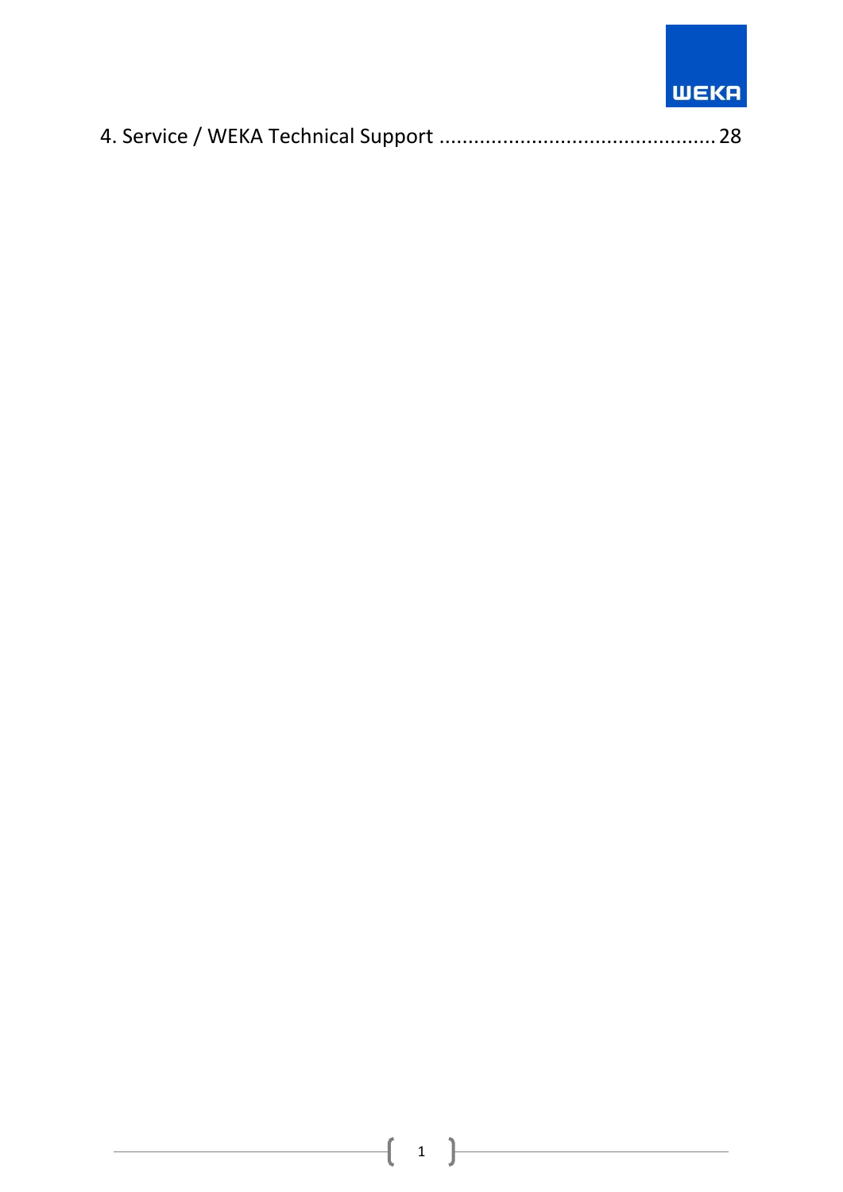4. Service / WEKA Technical Support ................................................ 28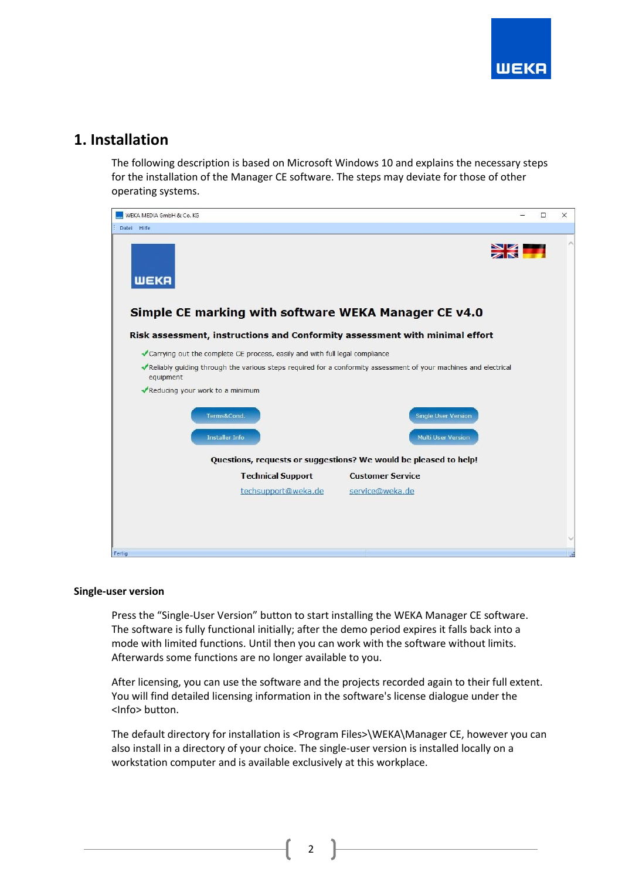# 1. Installation

The following description is based on Microsoft Windows 10 and explains the necessary steps for the installation of the Manager CE software. The steps may deviate for those of other operating systems.

**Single-user version**

Press the "Single-User Version" button to start installing the WEKA Manager CE software. The software is fully functional initially; after the demo period expires it falls back into a mode with limited functions. Until then you can work with the software without limits. Afterwards some functions are no longer available to you.

After licensing, you can use the software and the projects recorded again to their full extent. You will find detailed licensing information in the software's license dialogue under the <Info> button.

The default directory for installation is <Program Files>\WEKA\Manager CE, however you can also install in a directory of your choice. The single-user version is installed locally on a workstation computer and is available exclusively at this workplace.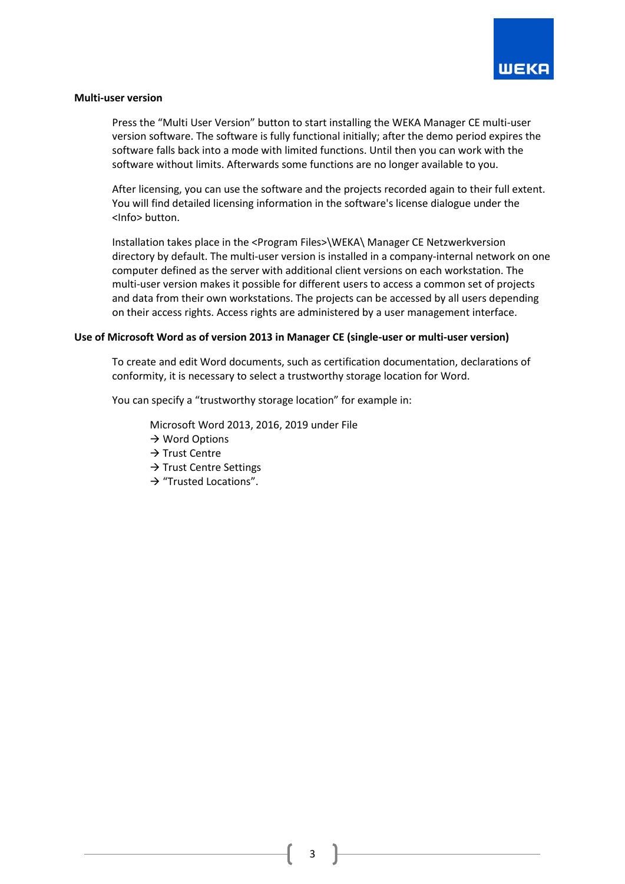**Multi-user version**

Press the “Multi User Version” button to start installing the WEKA Manager CE multi-user version software. The software is fully functional initially; after the demo period expires the software falls back into a mode with limited functions. Until then you can work with the software without limits. Afterwards some functions are no longer available to you.

After licensing, you can use the software and the projects recorded again to their full extent. You will find detailed licensing information in the software's license dialogue under the <Info> button.

Installation takes place in the <Program Files>\WEKA\ Manager CE Netzwerkversion directory by default. The multi-user version is installed in a company-internal network on one computer defined as the server with additional client versions on each workstation. The multi-user version makes it possible for different users to access a common set of projects and data from their own workstations. The projects can be accessed by all users depending on their access rights. Access rights are administered by a user management interface.

**Use of Microsoft Word as of version 2013 in Manager CE (single-user or multi-user version)**

To create and edit Word documents, such as certification documentation, declarations of conformity, it is necessary to select a trustworthy storage location for Word.

You can specify a “trustworthy storage location” for example in:

Microsoft Word 2013, 2016, 2019 under File
→ Word Options
→ Trust Centre
→ Trust Centre Settings
→ “Trusted Locations”.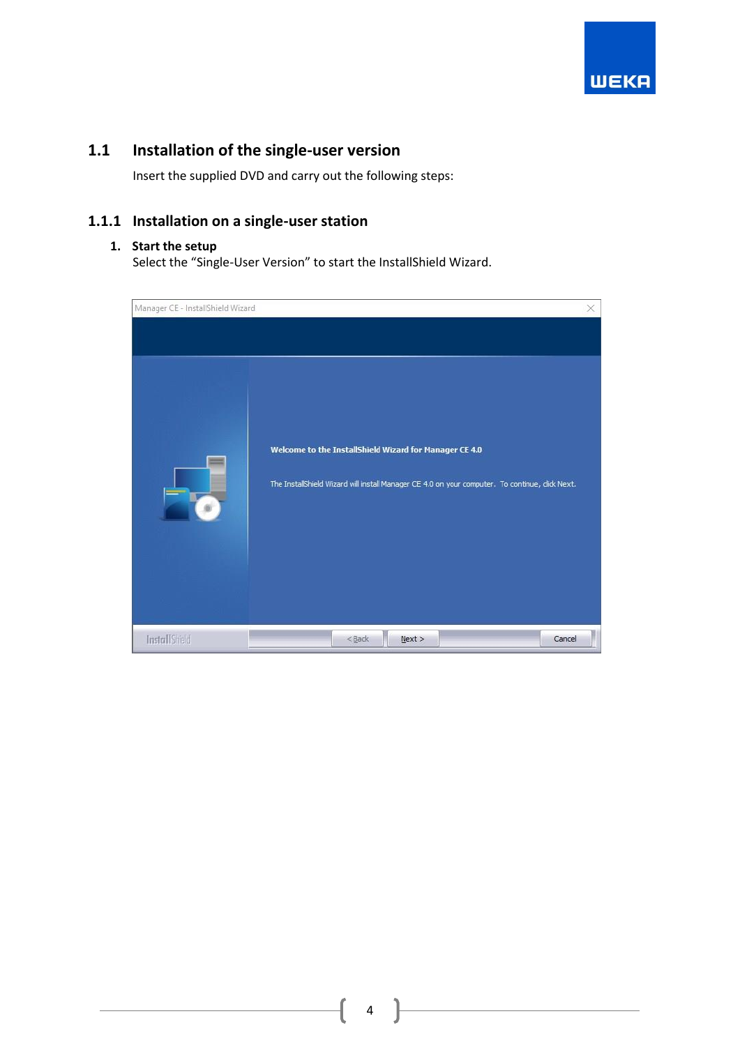## 1.1 Installation of the single-user version

Insert the supplied DVD and carry out the following steps:

### 1.1.1 Installation on a single-user station

1. **Start the setup**
   Select the “Single-User Version” to start the InstallShield Wizard.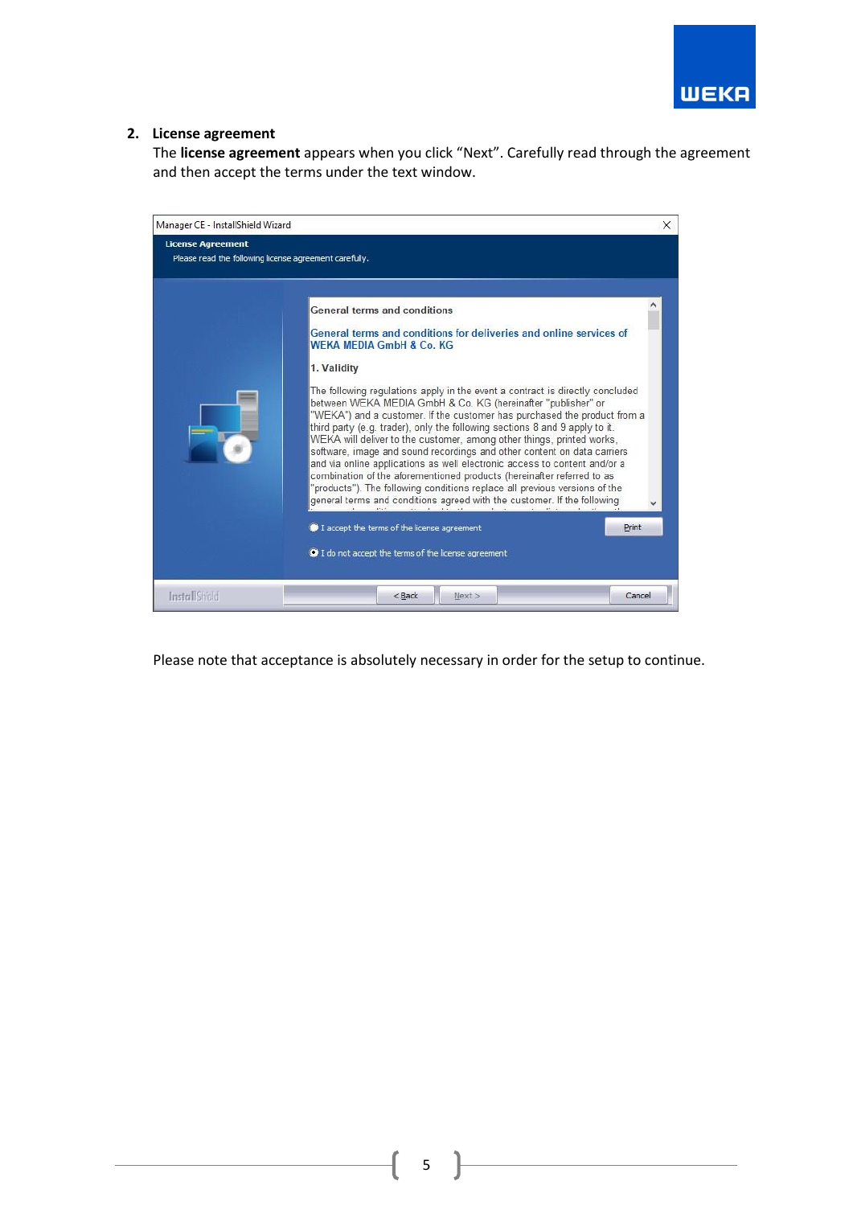2. **License agreement**
   The **license agreement** appears when you click “Next”. Carefully read through the agreement and then accept the terms under the text window.

Please note that acceptance is absolutely necessary in order for the setup to continue.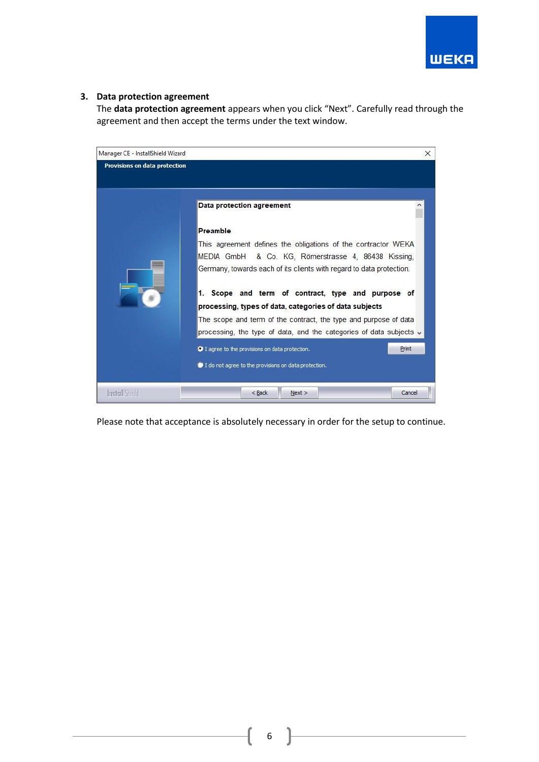3. **Data protection agreement**

The **data protection agreement** appears when you click “Next”. Carefully read through the agreement and then accept the terms under the text window.

Please note that acceptance is absolutely necessary in order for the setup to continue.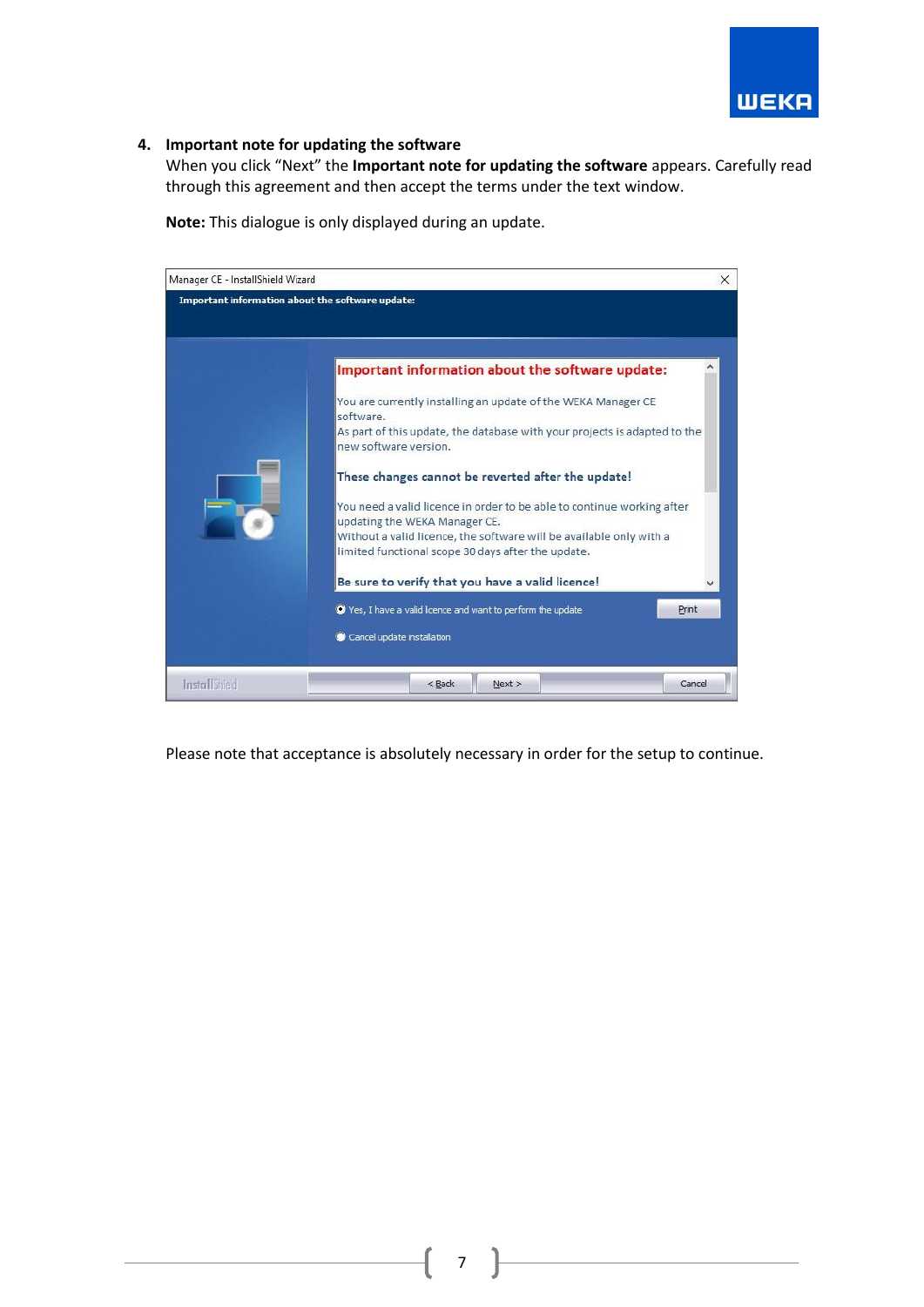4. **Important note for updating the software**
   When you click "Next" the **Important note for updating the software** appears. Carefully read through this agreement and then accept the terms under the text window.

   **Note:** This dialogue is only displayed during an update.

   Please note that acceptance is absolutely necessary in order for the setup to continue.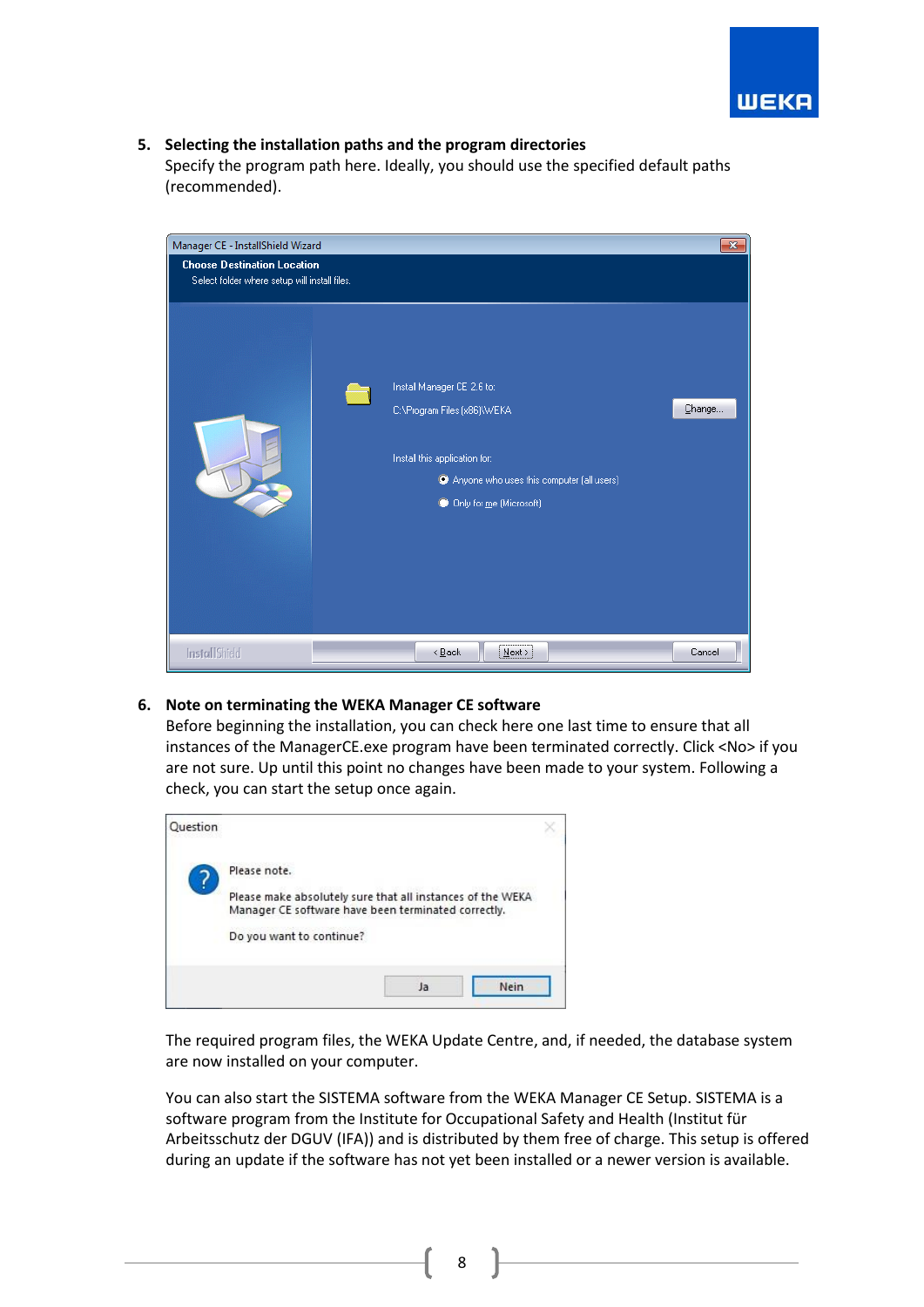5. **Selecting the installation paths and the program directories**
   Specify the program path here. Ideally, you should use the specified default paths (recommended).

6. **Note on terminating the WEKA Manager CE software**
   Before beginning the installation, you can check here one last time to ensure that all instances of the ManagerCE.exe program have been terminated correctly. Click <No> if you are not sure. Up until this point no changes have been made to your system. Following a check, you can start the setup once again.

   The required program files, the WEKA Update Centre, and, if needed, the database system are now installed on your computer.

   You can also start the SISTEMA software from the WEKA Manager CE Setup. SISTEMA is a software program from the Institute for Occupational Safety and Health (Institut für Arbeitsschutz der DGUV (IFA)) and is distributed by them free of charge. This setup is offered during an update if the software has not yet been installed or a newer version is available.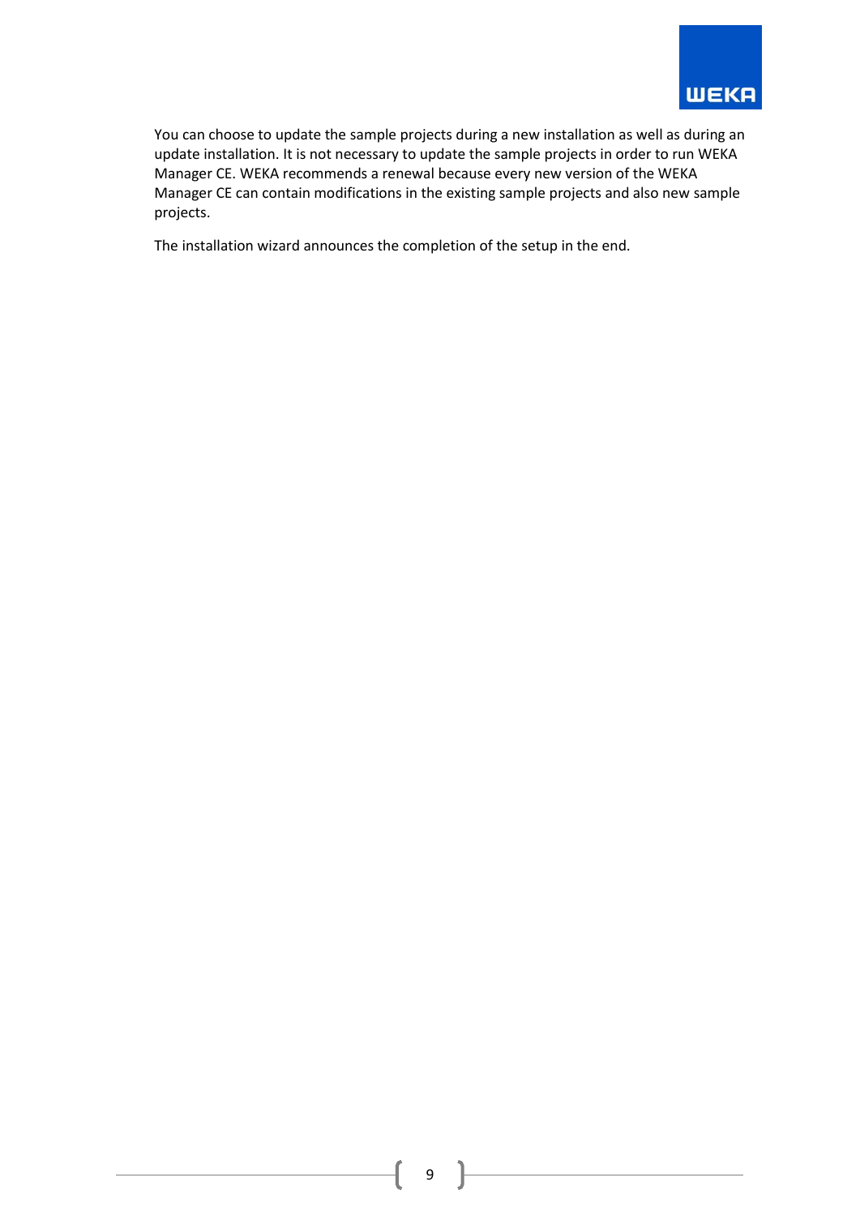You can choose to update the sample projects during a new installation as well as during an update installation. It is not necessary to update the sample projects in order to run WEKA Manager CE. WEKA recommends a renewal because every new version of the WEKA Manager CE can contain modifications in the existing sample projects and also new sample projects.

The installation wizard announces the completion of the setup in the end.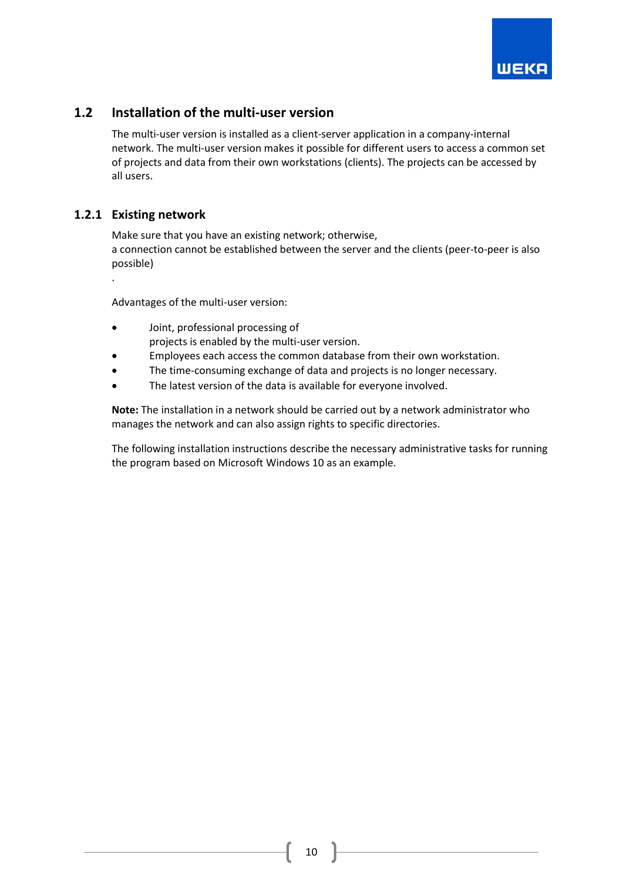## 1.2 Installation of the multi-user version

The multi-user version is installed as a client-server application in a company-internal network. The multi-user version makes it possible for different users to access a common set of projects and data from their own workstations (clients). The projects can be accessed by all users.

### 1.2.1 Existing network

Make sure that you have an existing network; otherwise, a connection cannot be established between the server and the clients (peer-to-peer is also possible)

.

Advantages of the multi-user version:

- Joint, professional processing of projects is enabled by the multi-user version.
- Employees each access the common database from their own workstation.
- The time-consuming exchange of data and projects is no longer necessary.
- The latest version of the data is available for everyone involved.

**Note:** The installation in a network should be carried out by a network administrator who manages the network and can also assign rights to specific directories.

The following installation instructions describe the necessary administrative tasks for running the program based on Microsoft Windows 10 as an example.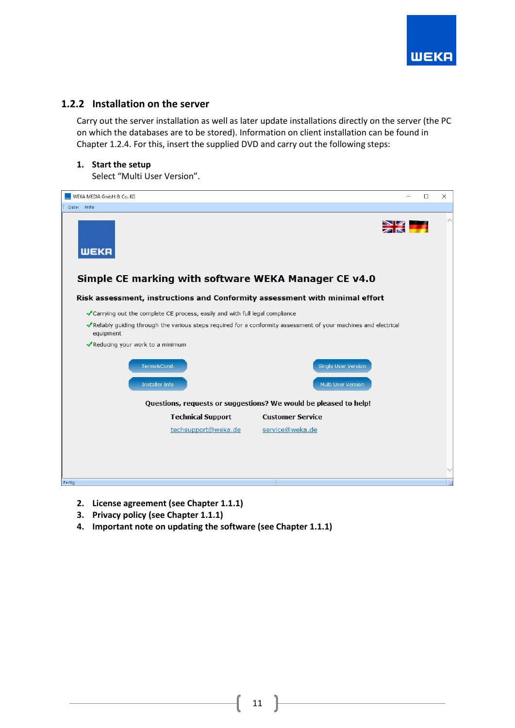### 1.2.2 Installation on the server

Carry out the server installation as well as later update installations directly on the server (the PC on which the databases are to be stored). Information on client installation can be found in Chapter 1.2.4. For this, insert the supplied DVD and carry out the following steps:

1. **Start the setup**
   Select "Multi User Version".

2. **License agreement (see Chapter 1.1.1)**
3. **Privacy policy (see Chapter 1.1.1)**
4. **Important note on updating the software (see Chapter 1.1.1)**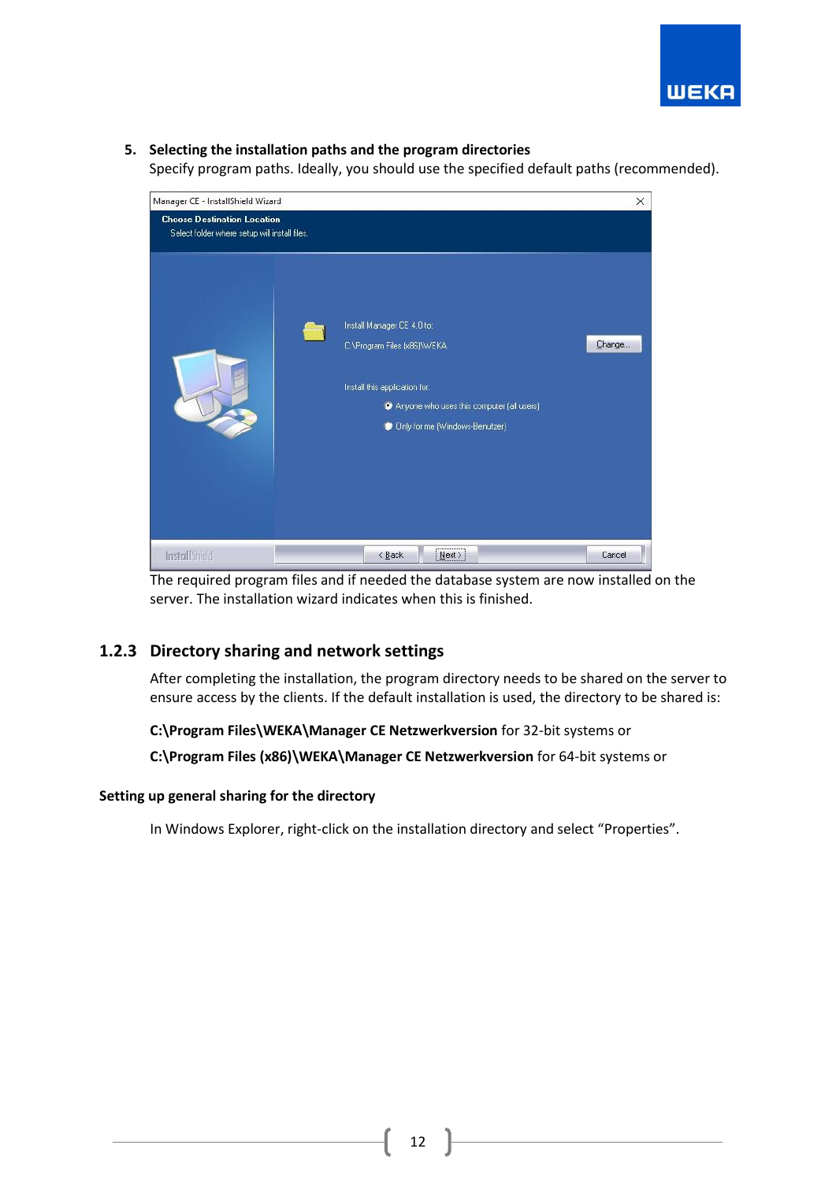5. **Selecting the installation paths and the program directories**
   Specify program paths. Ideally, you should use the specified default paths (recommended).

   The required program files and if needed the database system are now installed on the server. The installation wizard indicates when this is finished.

### 1.2.3 Directory sharing and network settings

After completing the installation, the program directory needs to be shared on the server to ensure access by the clients. If the default installation is used, the directory to be shared is:

**C:\Program Files\WEKA\Manager CE Netzwerkversion** for 32-bit systems or

**C:\Program Files (x86)\WEKA\Manager CE Netzwerkversion** for 64-bit systems or

**Setting up general sharing for the directory**

In Windows Explorer, right-click on the installation directory and select “Properties”.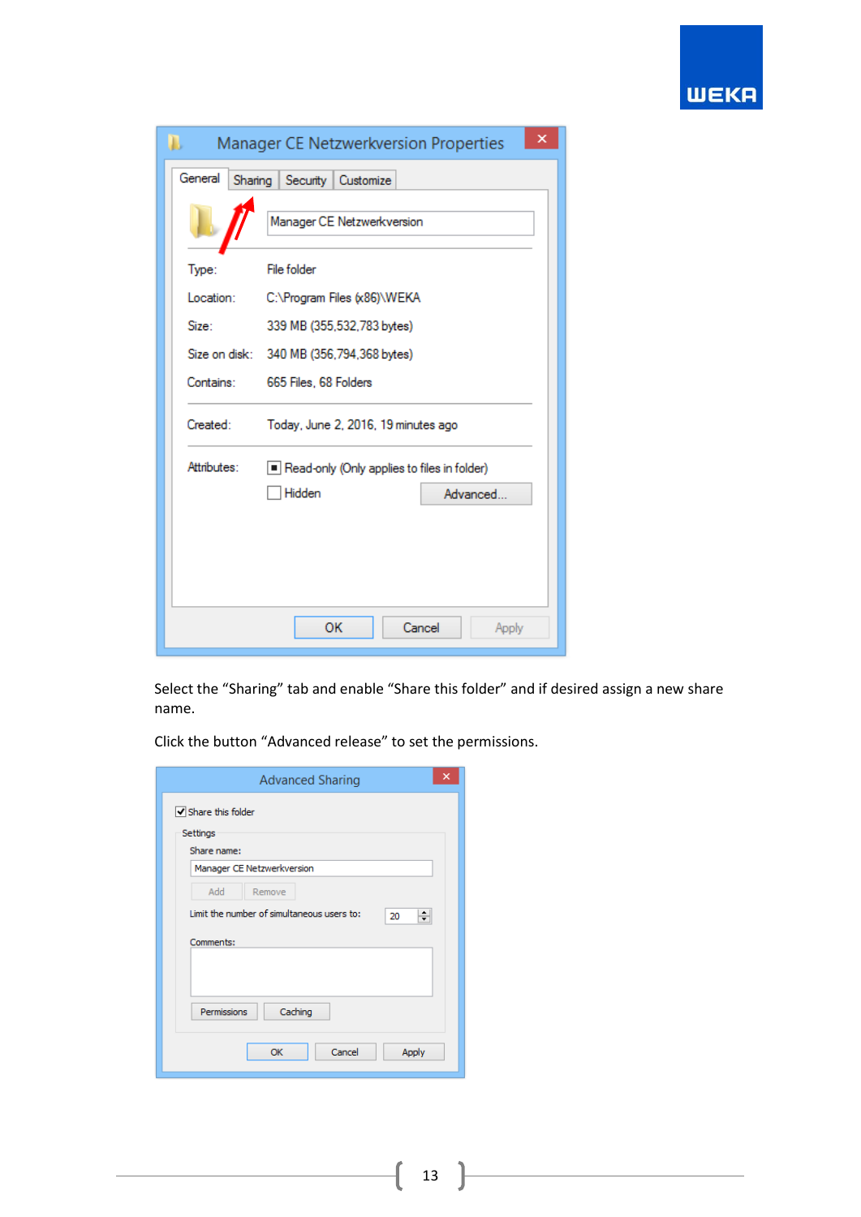Select the “Sharing” tab and enable “Share this folder” and if desired assign a new share name.

Click the button “Advanced release” to set the permissions.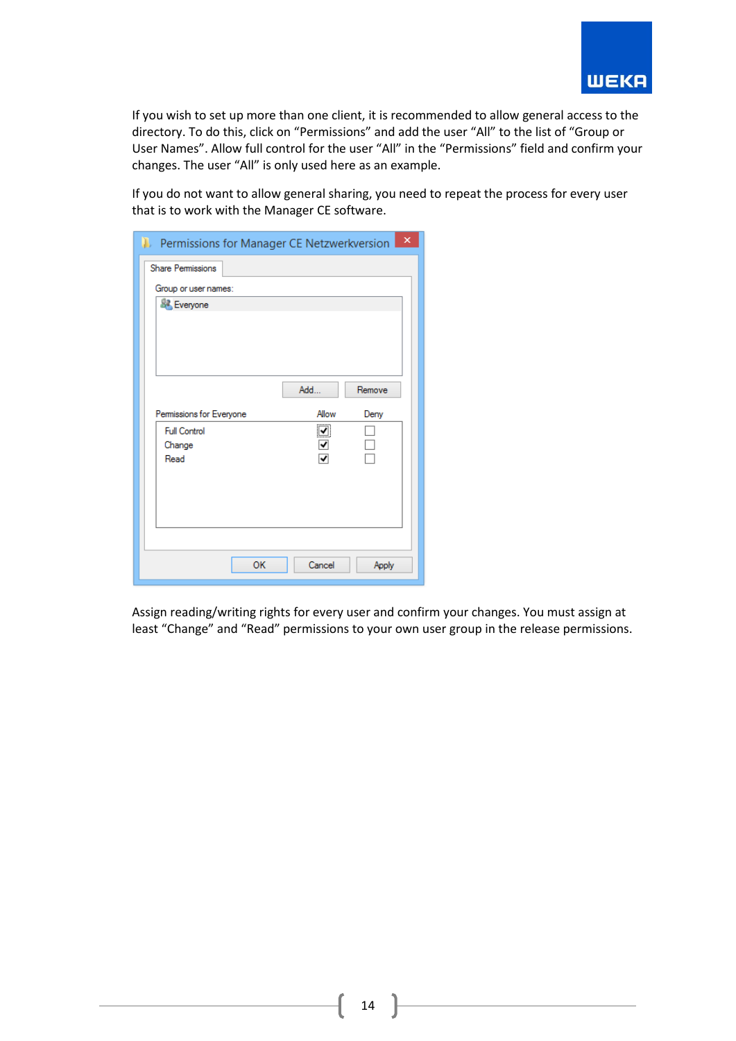If you wish to set up more than one client, it is recommended to allow general access to the directory. To do this, click on “Permissions” and add the user “All” to the list of “Group or User Names”. Allow full control for the user “All” in the “Permissions” field and confirm your changes. The user “All” is only used here as an example.

If you do not want to allow general sharing, you need to repeat the process for every user that is to work with the Manager CE software.

Assign reading/writing rights for every user and confirm your changes. You must assign at least “Change” and “Read” permissions to your own user group in the release permissions.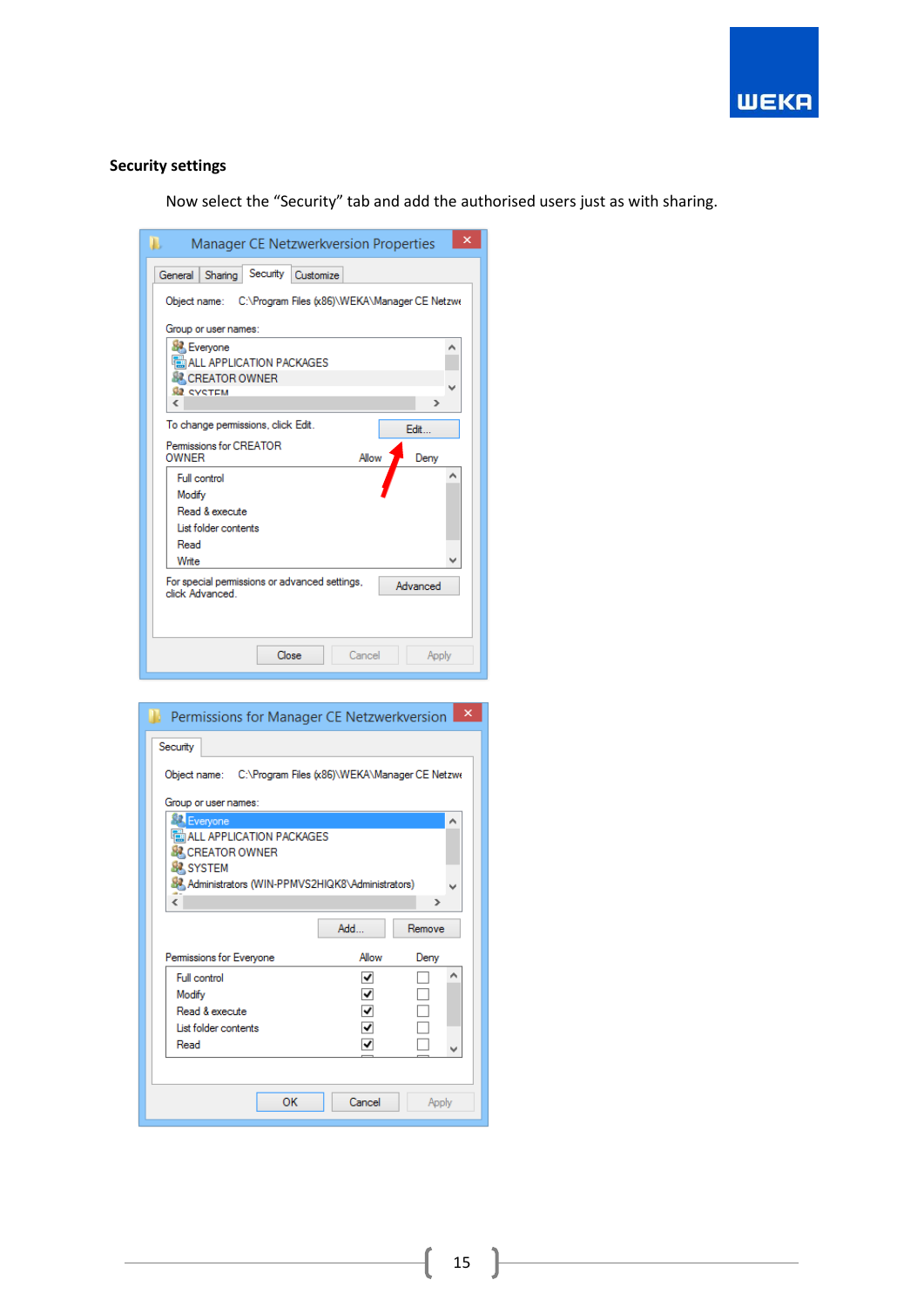## Security settings

Now select the "Security" tab and add the authorised users just as with sharing.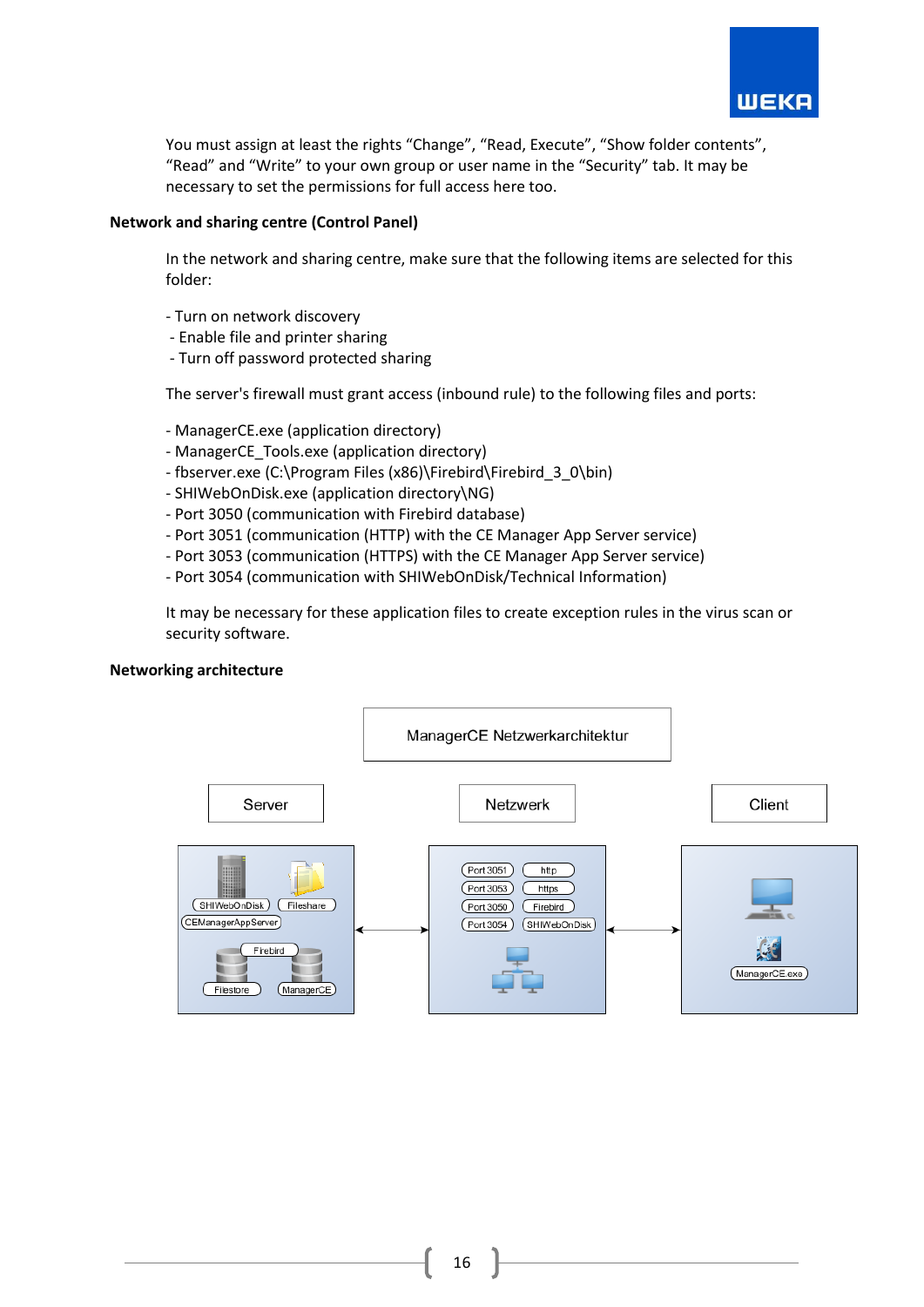You must assign at least the rights "Change", "Read, Execute", "Show folder contents", "Read" and "Write" to your own group or user name in the "Security" tab. It may be necessary to set the permissions for full access here too.

**Network and sharing centre (Control Panel)**

In the network and sharing centre, make sure that the following items are selected for this folder:

- Turn on network discovery
- Enable file and printer sharing
- Turn off password protected sharing

The server's firewall must grant access (inbound rule) to the following files and ports:

- ManagerCE.exe (application directory)
- ManagerCE_Tools.exe (application directory)
- fbserver.exe (C:\Program Files (x86)\Firebird\Firebird_3_0\bin)
- SHIWebOnDisk.exe (application directory\NG)
- Port 3050 (communication with Firebird database)
- Port 3051 (communication (HTTP) with the CE Manager App Server service)
- Port 3053 (communication (HTTPS) with the CE Manager App Server service)
- Port 3054 (communication with SHIWebOnDisk/Technical Information)

It may be necessary for these application files to create exception rules in the virus scan or security software.

**Networking architecture**

ManagerCE Netzwerkarchitektur

Server | Netzwerk | Client

Server: SHIWebOnDisk, Fileshare, CEManagerAppServer, Firebird, Filestore, ManagerCE

Netzwerk: Port 3051 – http, Port 3053 – https, Port 3050 – Firebird, Port 3054 – SHIWebOnDisk

Client: ManagerCE.exe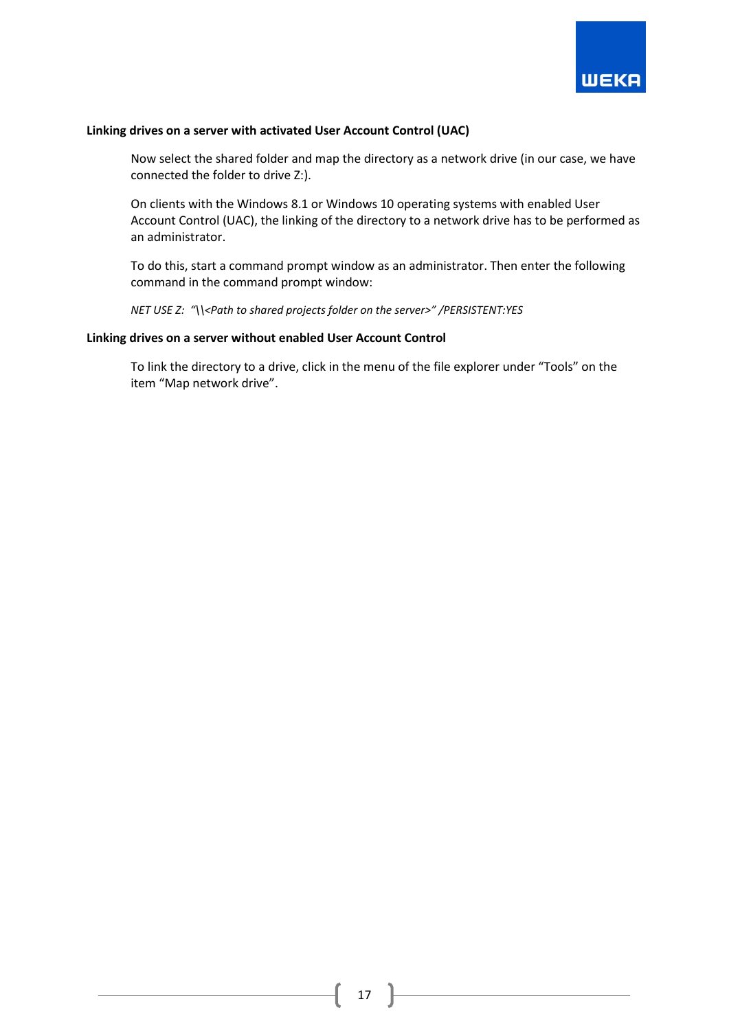**Linking drives on a server with activated User Account Control (UAC)**

Now select the shared folder and map the directory as a network drive (in our case, we have connected the folder to drive Z:).

On clients with the Windows 8.1 or Windows 10 operating systems with enabled User Account Control (UAC), the linking of the directory to a network drive has to be performed as an administrator.

To do this, start a command prompt window as an administrator. Then enter the following command in the command prompt window:

*NET USE Z:  "\\<Path to shared projects folder on the server>" /PERSISTENT:YES*

**Linking drives on a server without enabled User Account Control**

To link the directory to a drive, click in the menu of the file explorer under "Tools" on the item "Map network drive".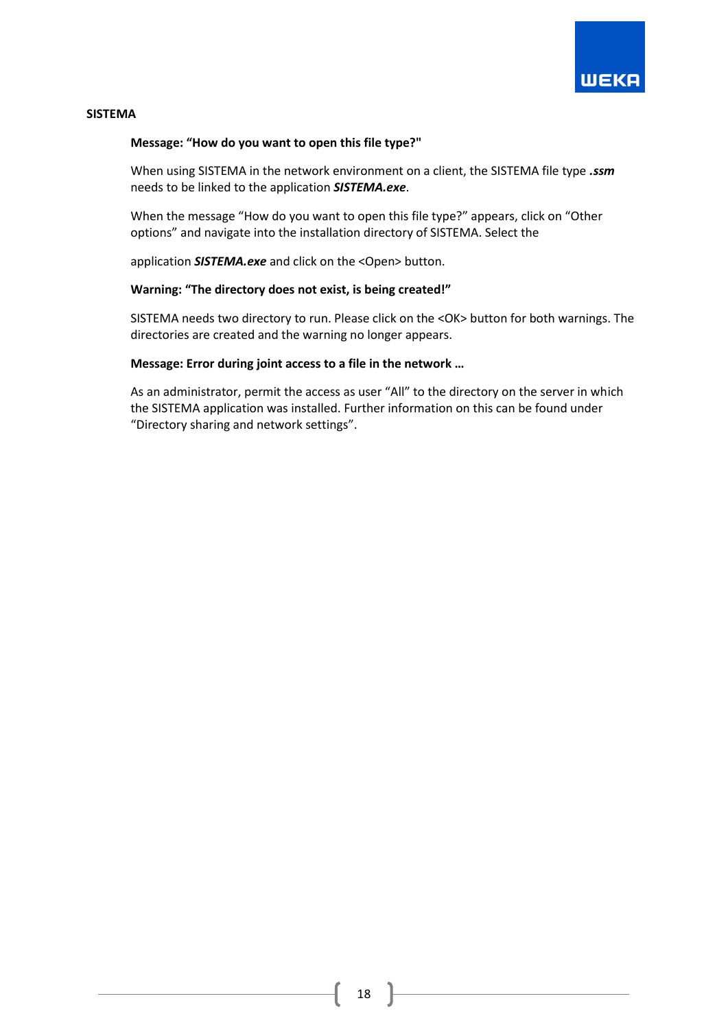## SISTEMA

### Message: "How do you want to open this file type?"

When using SISTEMA in the network environment on a client, the SISTEMA file type ***.ssm*** needs to be linked to the application ***SISTEMA.exe***.

When the message "How do you want to open this file type?" appears, click on "Other options" and navigate into the installation directory of SISTEMA. Select the

application ***SISTEMA.exe*** and click on the <Open> button.

### Warning: "The directory does not exist, is being created!"

SISTEMA needs two directory to run. Please click on the <OK> button for both warnings. The directories are created and the warning no longer appears.

### Message: Error during joint access to a file in the network …

As an administrator, permit the access as user "All" to the directory on the server in which the SISTEMA application was installed. Further information on this can be found under "Directory sharing and network settings".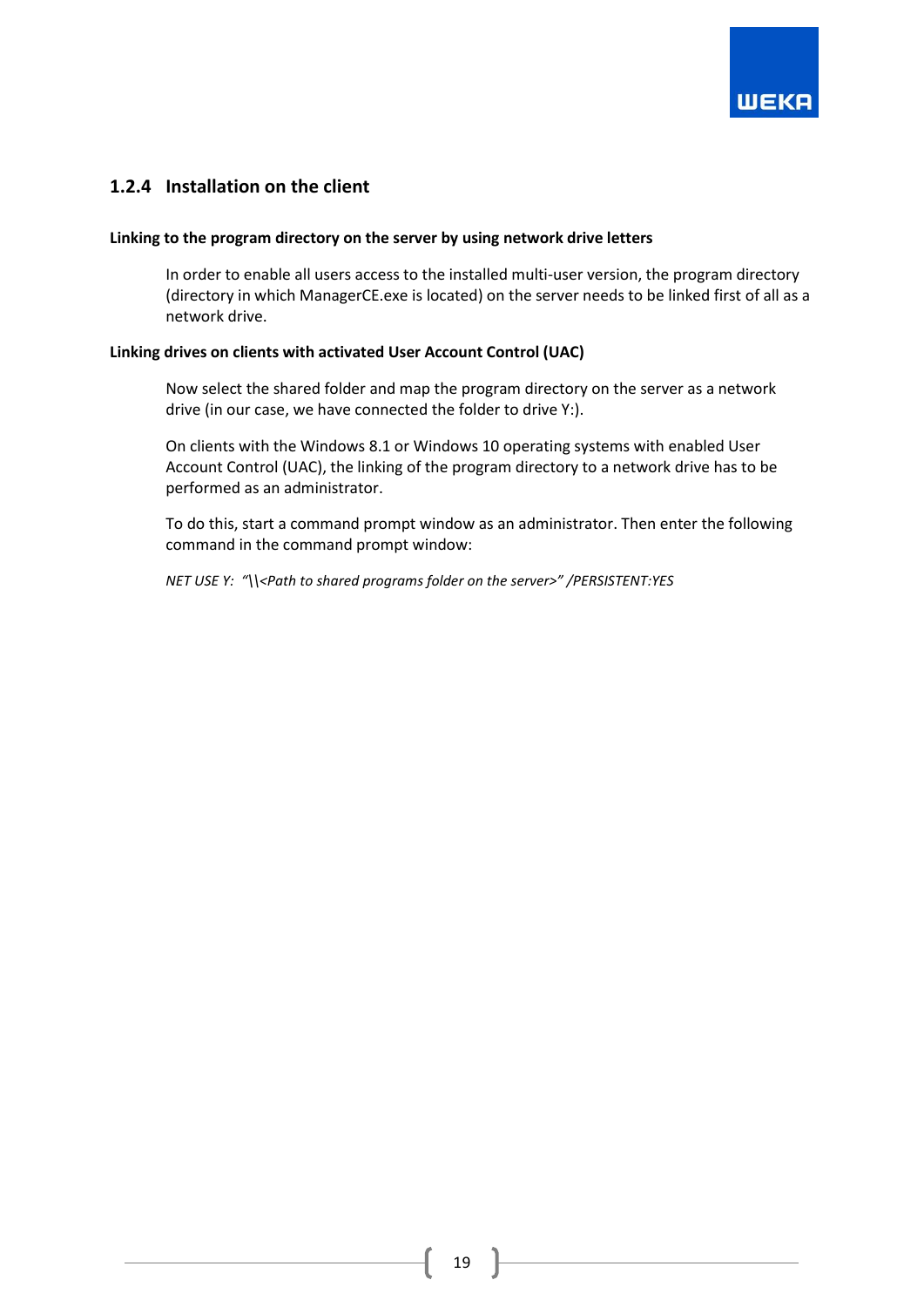### 1.2.4 Installation on the client

**Linking to the program directory on the server by using network drive letters**

In order to enable all users access to the installed multi-user version, the program directory (directory in which ManagerCE.exe is located) on the server needs to be linked first of all as a network drive.

**Linking drives on clients with activated User Account Control (UAC)**

Now select the shared folder and map the program directory on the server as a network drive (in our case, we have connected the folder to drive Y:).

On clients with the Windows 8.1 or Windows 10 operating systems with enabled User Account Control (UAC), the linking of the program directory to a network drive has to be performed as an administrator.

To do this, start a command prompt window as an administrator. Then enter the following command in the command prompt window:

*NET USE Y: "\\<Path to shared programs folder on the server>" /PERSISTENT:YES*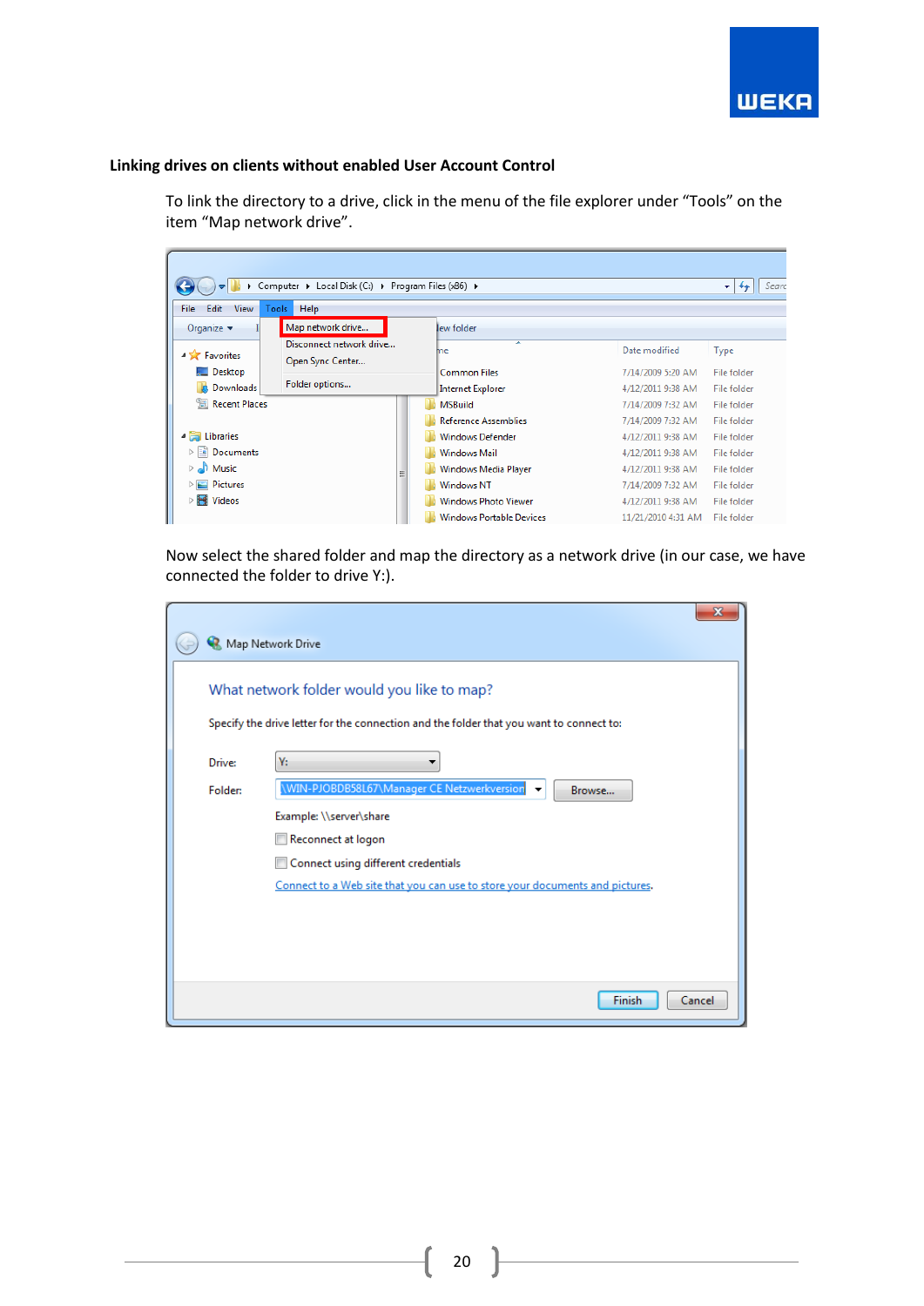**Linking drives on clients without enabled User Account Control**

To link the directory to a drive, click in the menu of the file explorer under “Tools” on the item “Map network drive”.

Now select the shared folder and map the directory as a network drive (in our case, we have connected the folder to drive Y:).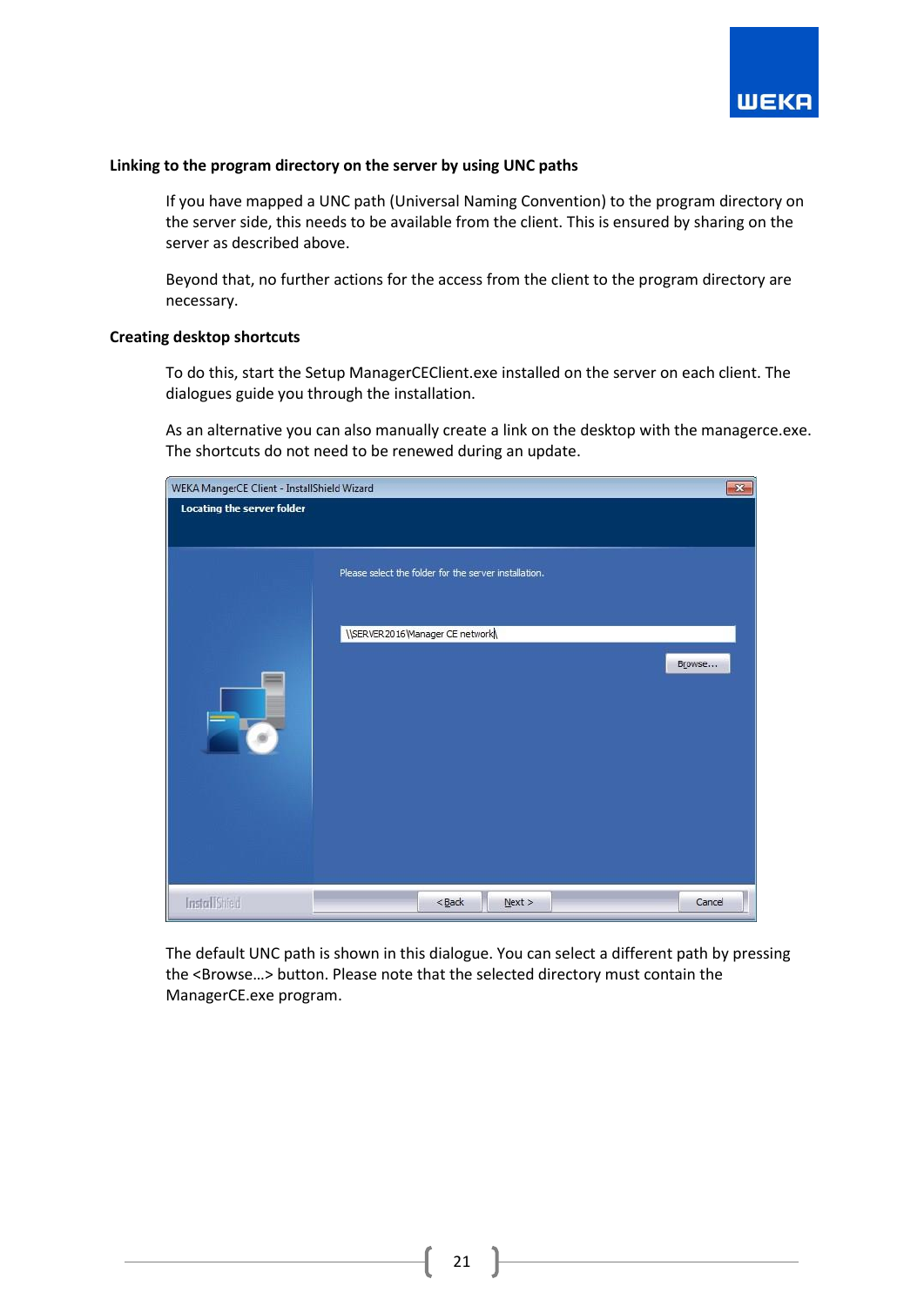**Linking to the program directory on the server by using UNC paths**

If you have mapped a UNC path (Universal Naming Convention) to the program directory on the server side, this needs to be available from the client. This is ensured by sharing on the server as described above.

Beyond that, no further actions for the access from the client to the program directory are necessary.

**Creating desktop shortcuts**

To do this, start the Setup ManagerCEClient.exe installed on the server on each client. The dialogues guide you through the installation.

As an alternative you can also manually create a link on the desktop with the managerce.exe. The shortcuts do not need to be renewed during an update.

The default UNC path is shown in this dialogue. You can select a different path by pressing the <Browse…> button. Please note that the selected directory must contain the ManagerCE.exe program.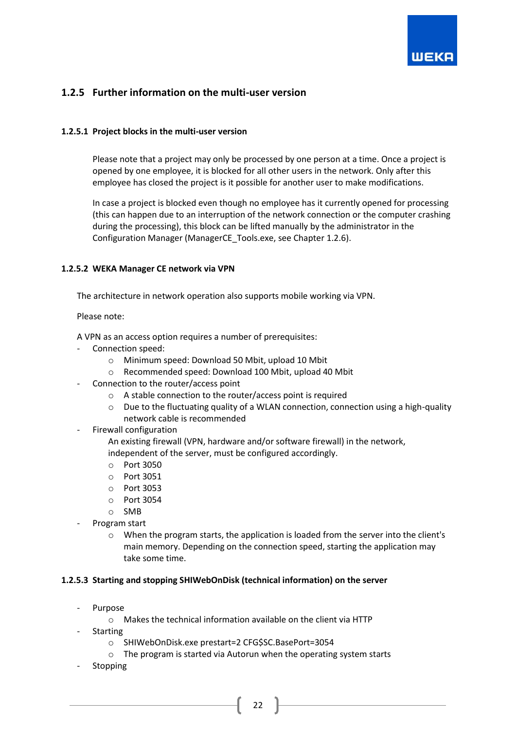## 1.2.5 Further information on the multi-user version

### 1.2.5.1 Project blocks in the multi-user version

Please note that a project may only be processed by one person at a time. Once a project is opened by one employee, it is blocked for all other users in the network. Only after this employee has closed the project is it possible for another user to make modifications.

In case a project is blocked even though no employee has it currently opened for processing (this can happen due to an interruption of the network connection or the computer crashing during the processing), this block can be lifted manually by the administrator in the Configuration Manager (ManagerCE_Tools.exe, see Chapter 1.2.6).

### 1.2.5.2 WEKA Manager CE network via VPN

The architecture in network operation also supports mobile working via VPN.

Please note:

A VPN as an access option requires a number of prerequisites:

- Connection speed:
  - Minimum speed: Download 50 Mbit, upload 10 Mbit
  - Recommended speed: Download 100 Mbit, upload 40 Mbit
- Connection to the router/access point
  - A stable connection to the router/access point is required
  - Due to the fluctuating quality of a WLAN connection, connection using a high-quality network cable is recommended
- Firewall configuration
  An existing firewall (VPN, hardware and/or software firewall) in the network, independent of the server, must be configured accordingly.
  - Port 3050
  - Port 3051
  - Port 3053
  - Port 3054
  - SMB
- Program start
  - When the program starts, the application is loaded from the server into the client's main memory. Depending on the connection speed, starting the application may take some time.

### 1.2.5.3 Starting and stopping SHIWebOnDisk (technical information) on the server

- Purpose
  - Makes the technical information available on the client via HTTP
- Starting
  - SHIWebOnDisk.exe prestart=2 CFG$SC.BasePort=3054
  - The program is started via Autorun when the operating system starts
- Stopping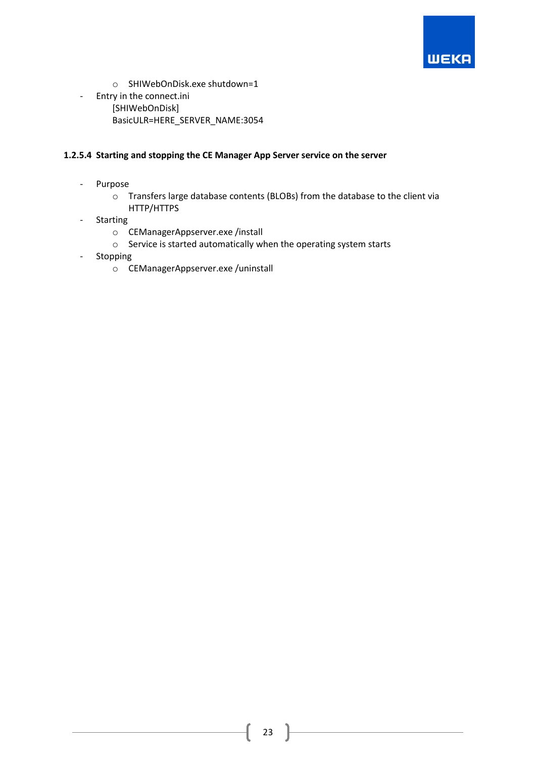- SHIWebOnDisk.exe shutdown=1
- Entry in the connect.ini
  [SHIWebOnDisk]
  BasicULR=HERE_SERVER_NAME:3054

#### 1.2.5.4 Starting and stopping the CE Manager App Server service on the server

- Purpose
   - Transfers large database contents (BLOBs) from the database to the client via HTTP/HTTPS
- Starting
   - CEManagerAppserver.exe /install
   - Service is started automatically when the operating system starts
- Stopping
   - CEManagerAppserver.exe /uninstall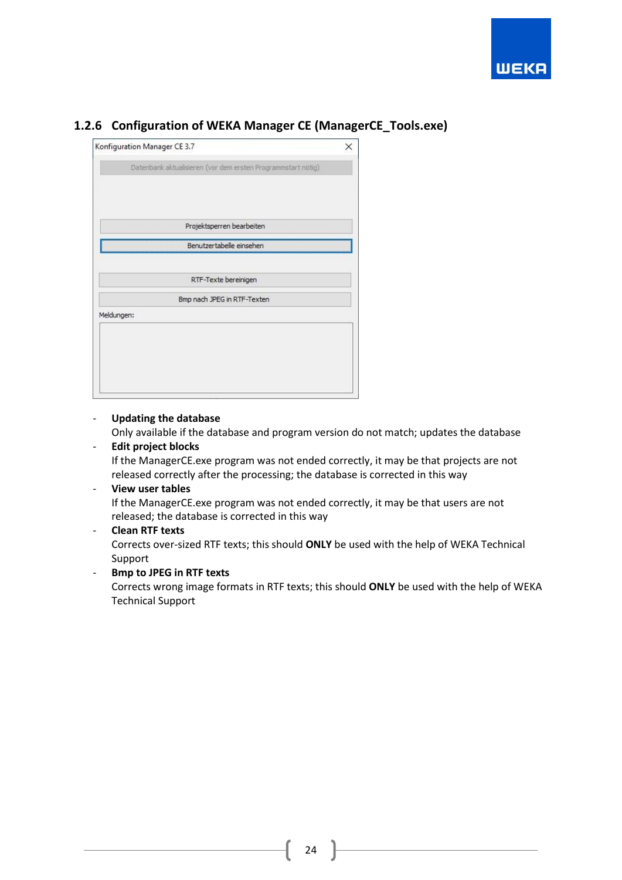### 1.2.6 Configuration of WEKA Manager CE (ManagerCE_Tools.exe)

Konfiguration Manager CE 3.7

Datenbank aktualisieren (vor dem ersten Programmstart nötig)

Projektsperren bearbeiten

Benutzertabelle einsehen

RTF-Texte bereinigen

Bmp nach JPEG in RTF-Texten

Meldungen:

- **Updating the database**
  Only available if the database and program version do not match; updates the database
- **Edit project blocks**
  If the ManagerCE.exe program was not ended correctly, it may be that projects are not released correctly after the processing; the database is corrected in this way
- **View user tables**
  If the ManagerCE.exe program was not ended correctly, it may be that users are not released; the database is corrected in this way
- **Clean RTF texts**
  Corrects over-sized RTF texts; this should **ONLY** be used with the help of WEKA Technical Support
- **Bmp to JPEG in RTF texts**
  Corrects wrong image formats in RTF texts; this should **ONLY** be used with the help of WEKA Technical Support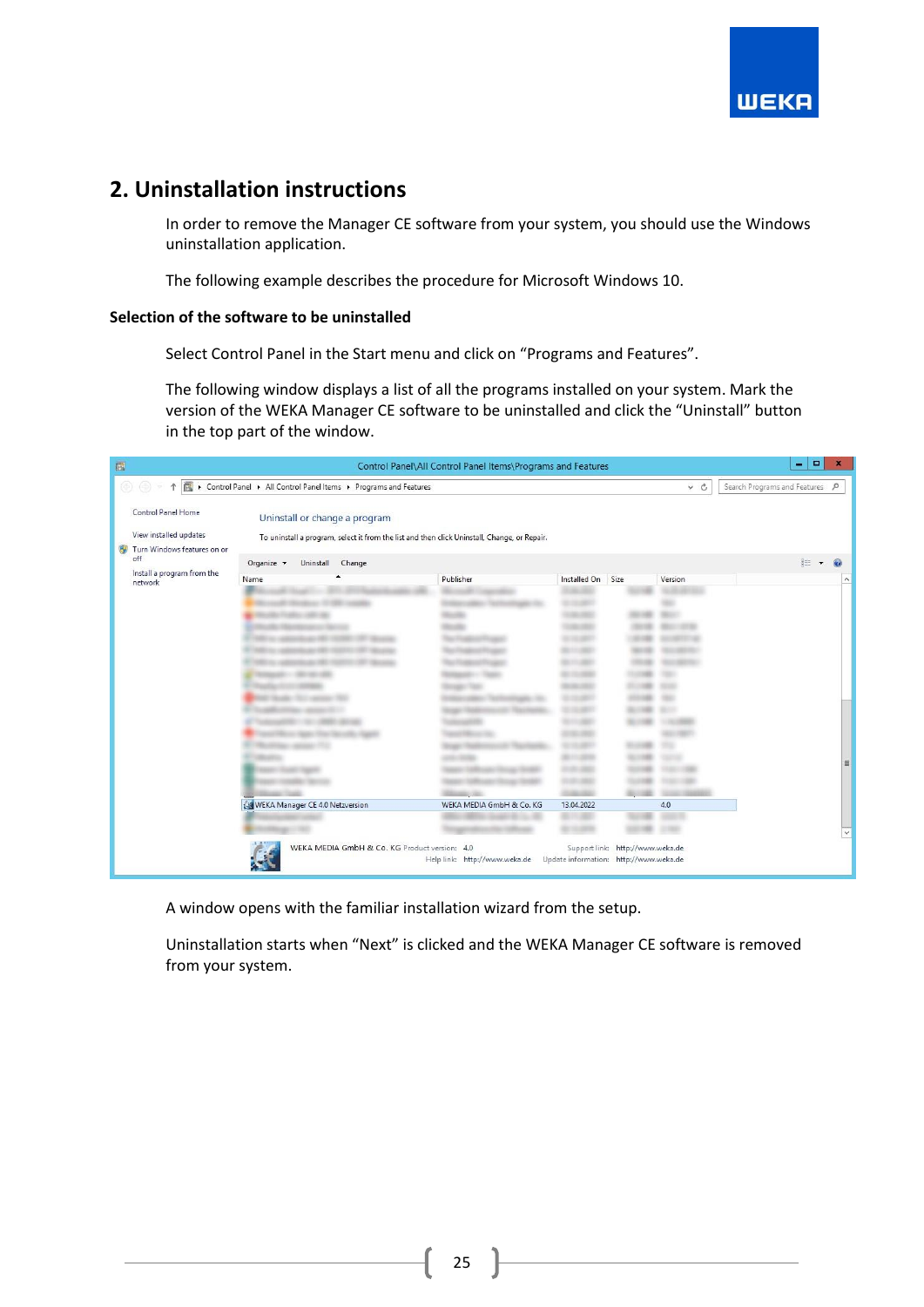## 2. Uninstallation instructions

In order to remove the Manager CE software from your system, you should use the Windows uninstallation application.

The following example describes the procedure for Microsoft Windows 10.

**Selection of the software to be uninstalled**

Select Control Panel in the Start menu and click on “Programs and Features”.

The following window displays a list of all the programs installed on your system. Mark the version of the WEKA Manager CE software to be uninstalled and click the “Uninstall” button in the top part of the window.

A window opens with the familiar installation wizard from the setup.

Uninstallation starts when “Next” is clicked and the WEKA Manager CE software is removed from your system.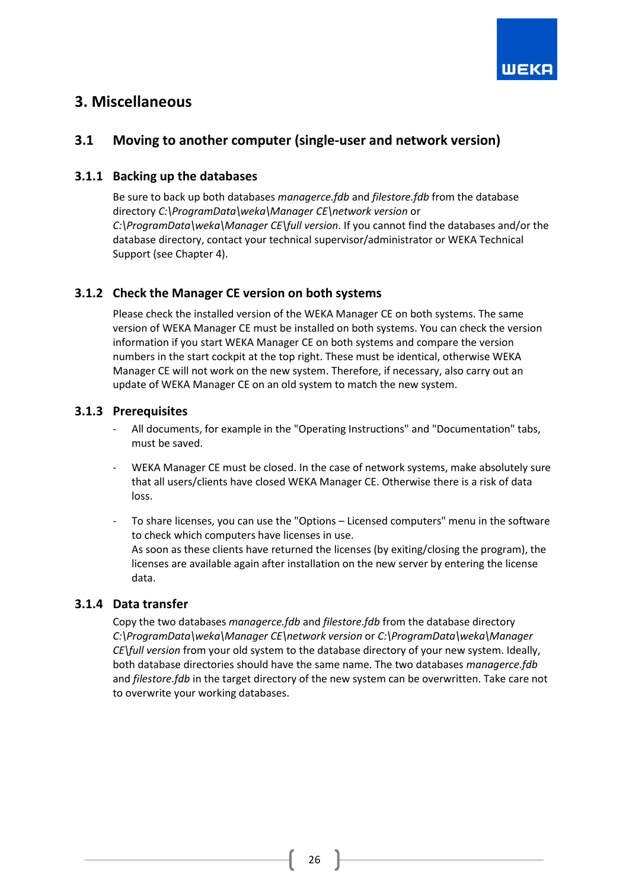# 3. Miscellaneous

## 3.1 Moving to another computer (single-user and network version)

### 3.1.1 Backing up the databases

Be sure to back up both databases *managerce.fdb* and *filestore.fdb* from the database directory *C:\ProgramData\weka\Manager CE\network version* or *C:\ProgramData\weka\Manager CE\full version*. If you cannot find the databases and/or the database directory, contact your technical supervisor/administrator or WEKA Technical Support (see Chapter 4).

### 3.1.2 Check the Manager CE version on both systems

Please check the installed version of the WEKA Manager CE on both systems. The same version of WEKA Manager CE must be installed on both systems. You can check the version information if you start WEKA Manager CE on both systems and compare the version numbers in the start cockpit at the top right. These must be identical, otherwise WEKA Manager CE will not work on the new system. Therefore, if necessary, also carry out an update of WEKA Manager CE on an old system to match the new system.

### 3.1.3 Prerequisites

- All documents, for example in the "Operating Instructions" and "Documentation" tabs, must be saved.
- WEKA Manager CE must be closed. In the case of network systems, make absolutely sure that all users/clients have closed WEKA Manager CE. Otherwise there is a risk of data loss.
- To share licenses, you can use the "Options – Licensed computers" menu in the software to check which computers have licenses in use.
  As soon as these clients have returned the licenses (by exiting/closing the program), the licenses are available again after installation on the new server by entering the license data.

### 3.1.4 Data transfer

Copy the two databases *managerce.fdb* and *filestore.fdb* from the database directory *C:\ProgramData\weka\Manager CE\network version* or *C:\ProgramData\weka\Manager CE\full version* from your old system to the database directory of your new system. Ideally, both database directories should have the same name. The two databases *managerce.fdb* and *filestore.fdb* in the target directory of the new system can be overwritten. Take care not to overwrite your working databases.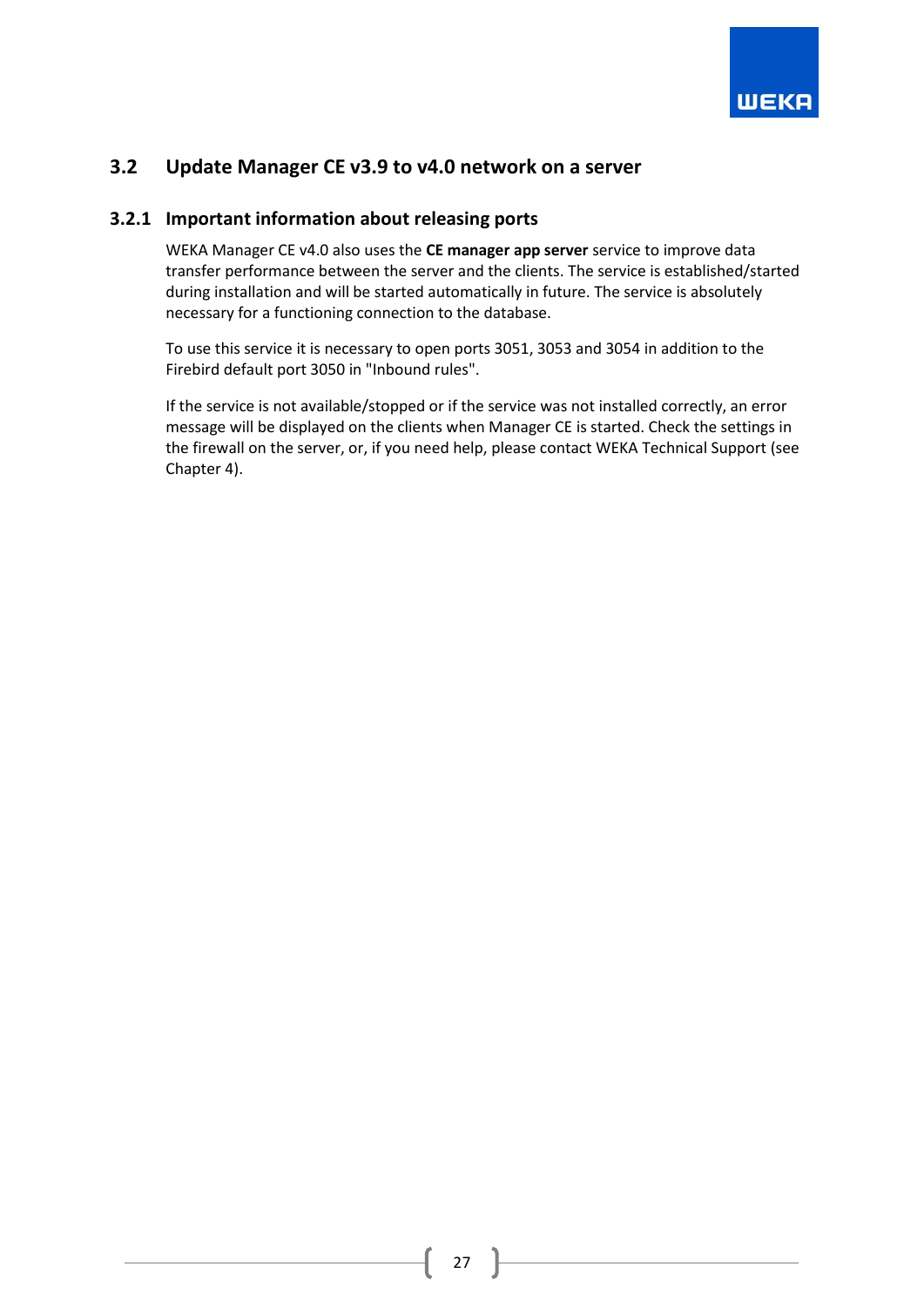## 3.2 Update Manager CE v3.9 to v4.0 network on a server

### 3.2.1 Important information about releasing ports

WEKA Manager CE v4.0 also uses the **CE manager app server** service to improve data transfer performance between the server and the clients. The service is established/started during installation and will be started automatically in future. The service is absolutely necessary for a functioning connection to the database.

To use this service it is necessary to open ports 3051, 3053 and 3054 in addition to the Firebird default port 3050 in "Inbound rules".

If the service is not available/stopped or if the service was not installed correctly, an error message will be displayed on the clients when Manager CE is started. Check the settings in the firewall on the server, or, if you need help, please contact WEKA Technical Support (see Chapter 4).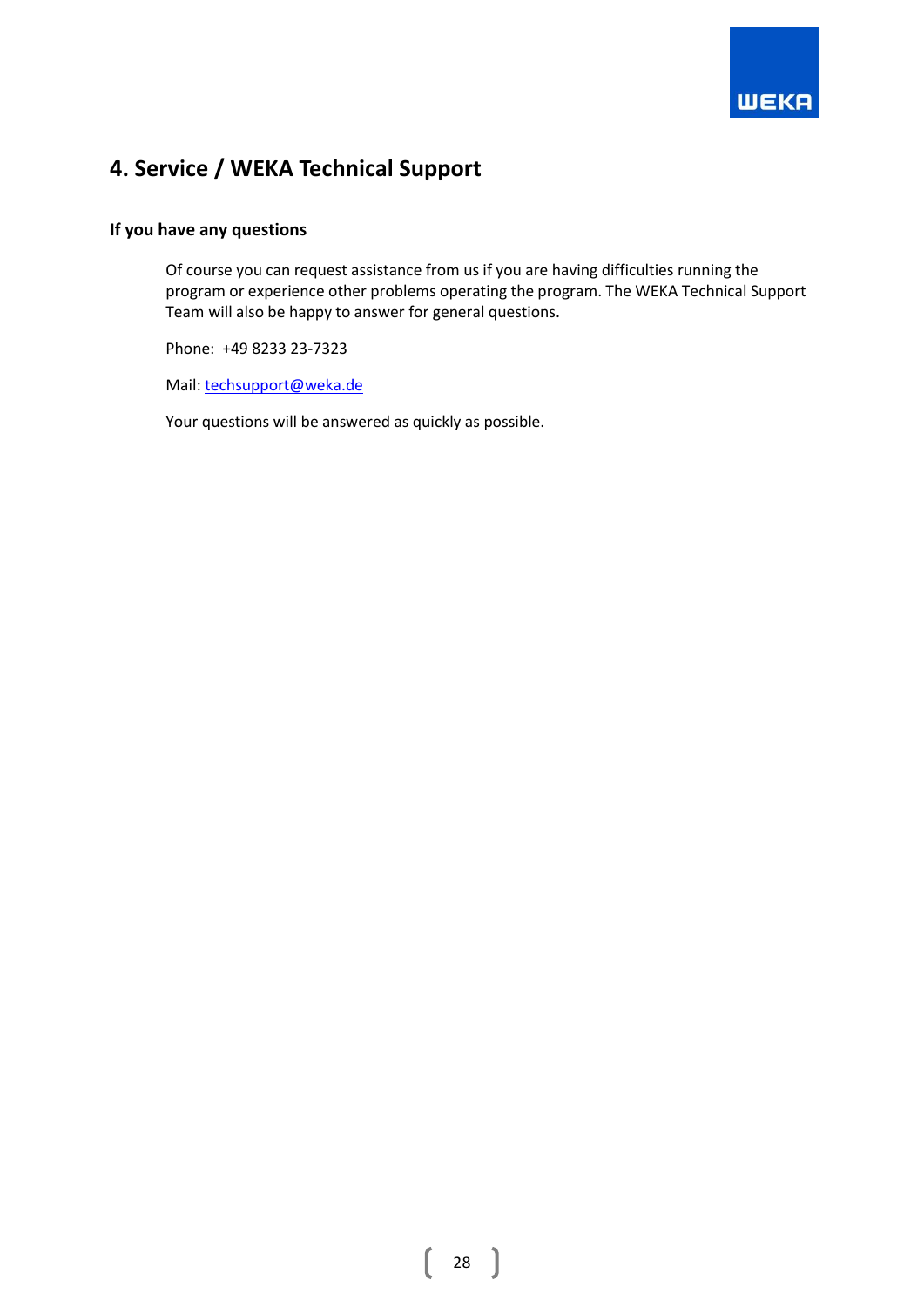# 4. Service / WEKA Technical Support

### If you have any questions

Of course you can request assistance from us if you are having difficulties running the program or experience other problems operating the program. The WEKA Technical Support Team will also be happy to answer for general questions.

Phone:  +49 8233 23-7323

Mail: techsupport@weka.de

Your questions will be answered as quickly as possible.